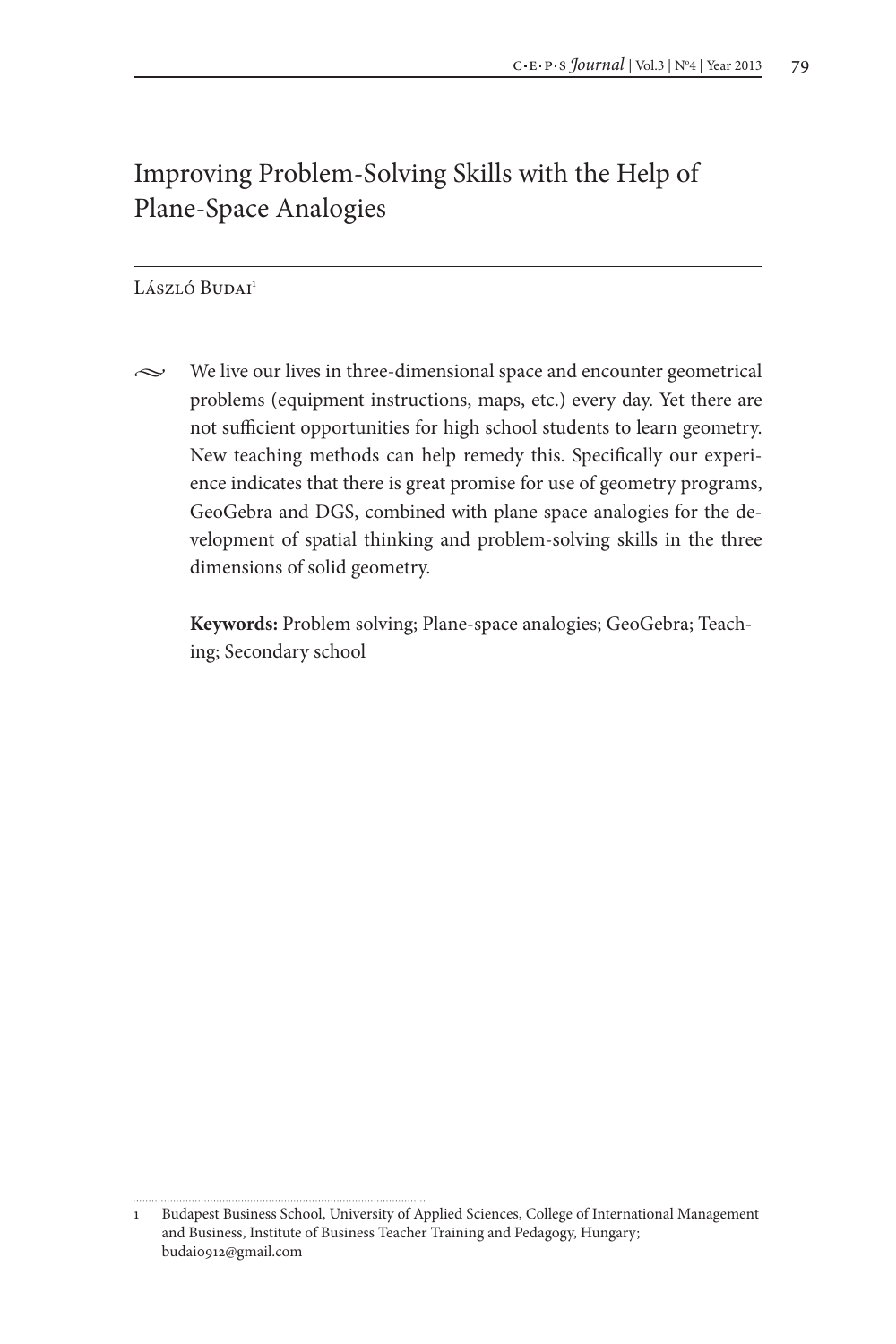# Improving Problem-Solving Skills with the Help of Plane-Space Analogies

László Budai[1]

We live our lives in three-dimensional space and encounter geometrical problems (equipment instructions, maps, etc.) every day. Yet there are not sufficient opportunities for high school students to learn geometry. New teaching methods can help remedy this. Specifically our experience indicates that there is great promise for use of geometry programs, GeoGebra and DGS, combined with plane space analogies for the development of spatial thinking and problem-solving skills in the three dimensions of solid geometry.

**Keywords:** Problem solving; Plane-space analogies; GeoGebra; Teaching; Secondary school

---

1 Budapest Business School, University of Applied Sciences, College of International Management and Business, Institute of Business Teacher Training and Pedagogy, Hungary; budai0912@gmail.com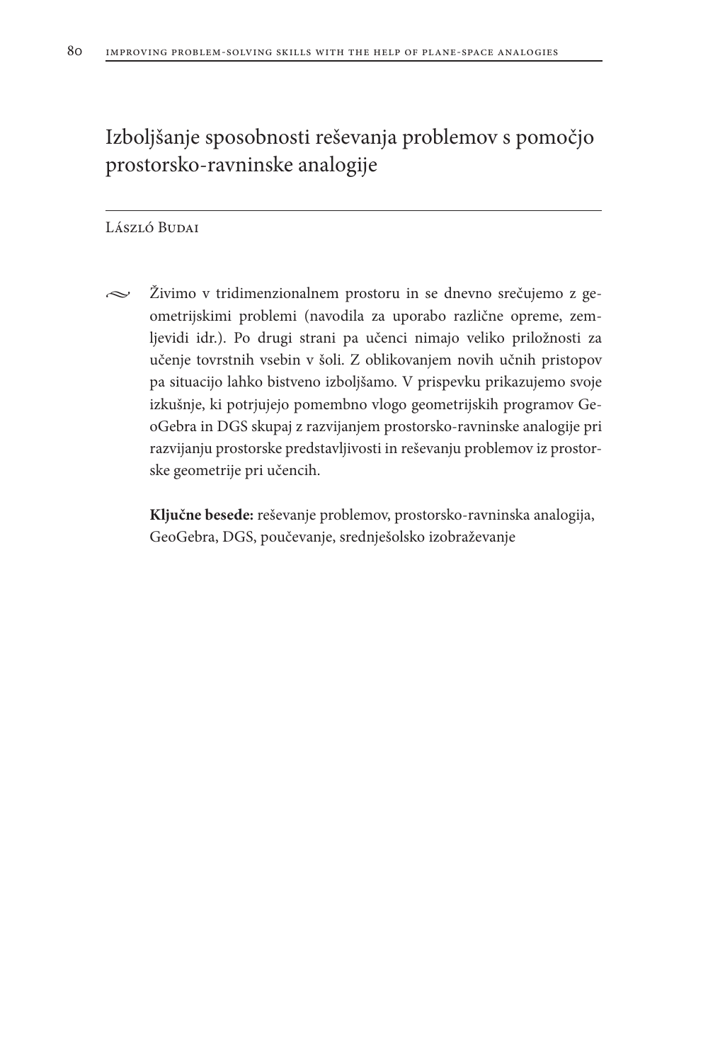# Izboljšanje sposobnosti reševanja problemov s pomočjo prostorsko-ravninske analogije

László Budai

Živimo v tridimenzionalnem prostoru in se dnevno srečujemo z geometrijskimi problemi (navodila za uporabo različne opreme, zemljevidi idr.). Po drugi strani pa učenci nimajo veliko priložnosti za učenje tovrstnih vsebin v šoli. Z oblikovanjem novih učnih pristopov pa situacijo lahko bistveno izboljšamo. V prispevku prikazujemo svoje izkušnje, ki potrjujejo pomembno vlogo geometrijskih programov GeoGebra in DGS skupaj z razvijanjem prostorsko-ravninske analogije pri razvijanju prostorske predstavljivosti in reševanju problemov iz prostorske geometrije pri učencih.

**Ključne besede:** reševanje problemov, prostorsko-ravninska analogija, GeoGebra, DGS, poučevanje, srednješolsko izobraževanje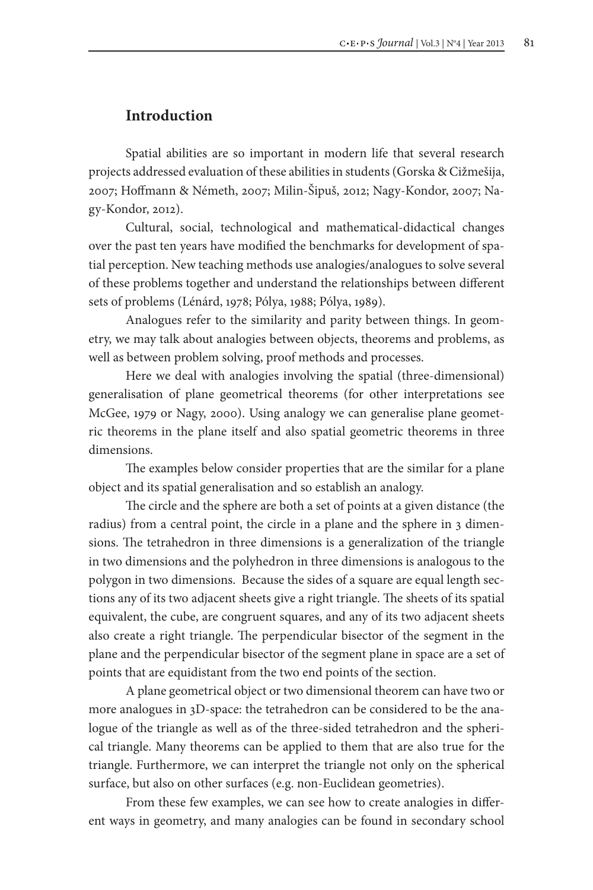## Introduction

Spatial abilities are so important in modern life that several research projects addressed evaluation of these abilities in students (Gorska & Cižmešija, 2007; Hoffmann & Németh, 2007; Milin-Šipuš, 2012; Nagy-Kondor, 2007; Nagy-Kondor, 2012).

Cultural, social, technological and mathematical-didactical changes over the past ten years have modified the benchmarks for development of spatial perception. New teaching methods use analogies/analogues to solve several of these problems together and understand the relationships between different sets of problems (Lénárd, 1978; Pólya, 1988; Pólya, 1989).

Analogues refer to the similarity and parity between things. In geometry, we may talk about analogies between objects, theorems and problems, as well as between problem solving, proof methods and processes.

Here we deal with analogies involving the spatial (three-dimensional) generalisation of plane geometrical theorems (for other interpretations see McGee, 1979 or Nagy, 2000). Using analogy we can generalise plane geometric theorems in the plane itself and also spatial geometric theorems in three dimensions.

The examples below consider properties that are the similar for a plane object and its spatial generalisation and so establish an analogy.

The circle and the sphere are both a set of points at a given distance (the radius) from a central point, the circle in a plane and the sphere in 3 dimensions. The tetrahedron in three dimensions is a generalization of the triangle in two dimensions and the polyhedron in three dimensions is analogous to the polygon in two dimensions. Because the sides of a square are equal length sections any of its two adjacent sheets give a right triangle. The sheets of its spatial equivalent, the cube, are congruent squares, and any of its two adjacent sheets also create a right triangle. The perpendicular bisector of the segment in the plane and the perpendicular bisector of the segment plane in space are a set of points that are equidistant from the two end points of the section.

A plane geometrical object or two dimensional theorem can have two or more analogues in 3D-space: the tetrahedron can be considered to be the analogue of the triangle as well as of the three-sided tetrahedron and the spherical triangle. Many theorems can be applied to them that are also true for the triangle. Furthermore, we can interpret the triangle not only on the spherical surface, but also on other surfaces (e.g. non-Euclidean geometries).

From these few examples, we can see how to create analogies in different ways in geometry, and many analogies can be found in secondary school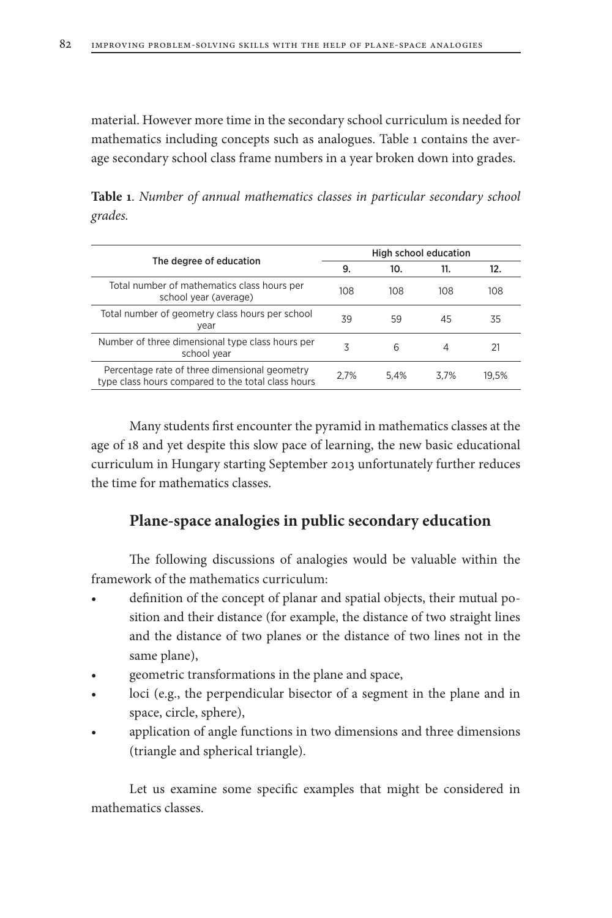material. However more time in the secondary school curriculum is needed for mathematics including concepts such as analogues. Table 1 contains the average secondary school class frame numbers in a year broken down into grades.

**Table 1**. *Number of annual mathematics classes in particular secondary school grades.*

| The degree of education | High school education | | | |
|---|---|---|---|---|
| | 9. | 10. | 11. | 12. |
| Total number of mathematics class hours per school year (average) | 108 | 108 | 108 | 108 |
| Total number of geometry class hours per school year | 39 | 59 | 45 | 35 |
| Number of three dimensional type class hours per school year | 3 | 6 | 4 | 21 |
| Percentage rate of three dimensional geometry type class hours compared to the total class hours | 2,7% | 5,4% | 3,7% | 19,5% |

Many students first encounter the pyramid in mathematics classes at the age of 18 and yet despite this slow pace of learning, the new basic educational curriculum in Hungary starting September 2013 unfortunately further reduces the time for mathematics classes.

## Plane-space analogies in public secondary education

The following discussions of analogies would be valuable within the framework of the mathematics curriculum:

- definition of the concept of planar and spatial objects, their mutual position and their distance (for example, the distance of two straight lines and the distance of two planes or the distance of two lines not in the same plane),
- geometric transformations in the plane and space,
- loci (e.g., the perpendicular bisector of a segment in the plane and in space, circle, sphere),
- application of angle functions in two dimensions and three dimensions (triangle and spherical triangle).

Let us examine some specific examples that might be considered in mathematics classes.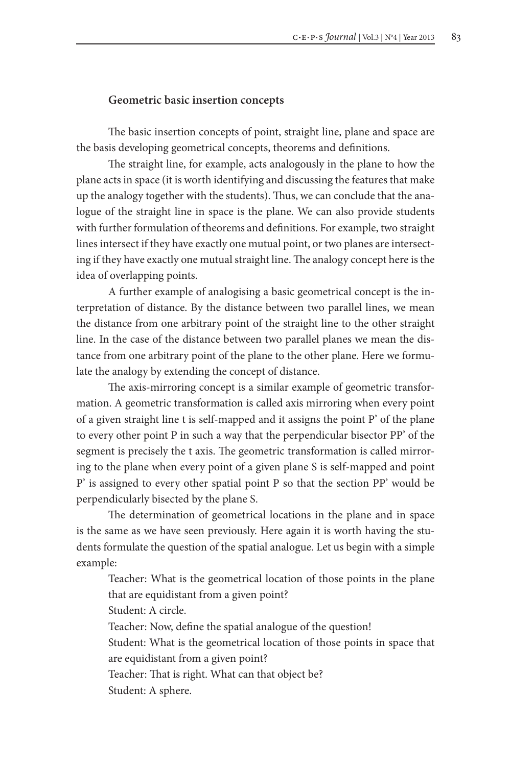**Geometric basic insertion concepts**

The basic insertion concepts of point, straight line, plane and space are the basis developing geometrical concepts, theorems and definitions.

The straight line, for example, acts analogously in the plane to how the plane acts in space (it is worth identifying and discussing the features that make up the analogy together with the students). Thus, we can conclude that the analogue of the straight line in space is the plane. We can also provide students with further formulation of theorems and definitions. For example, two straight lines intersect if they have exactly one mutual point, or two planes are intersecting if they have exactly one mutual straight line. The analogy concept here is the idea of overlapping points.

A further example of analogising a basic geometrical concept is the interpretation of distance. By the distance between two parallel lines, we mean the distance from one arbitrary point of the straight line to the other straight line. In the case of the distance between two parallel planes we mean the distance from one arbitrary point of the plane to the other plane. Here we formulate the analogy by extending the concept of distance.

The axis-mirroring concept is a similar example of geometric transformation. A geometric transformation is called axis mirroring when every point of a given straight line t is self-mapped and it assigns the point P' of the plane to every other point P in such a way that the perpendicular bisector PP' of the segment is precisely the t axis. The geometric transformation is called mirroring to the plane when every point of a given plane S is self-mapped and point P' is assigned to every other spatial point P so that the section PP' would be perpendicularly bisected by the plane S.

The determination of geometrical locations in the plane and in space is the same as we have seen previously. Here again it is worth having the students formulate the question of the spatial analogue. Let us begin with a simple example:

Teacher: What is the geometrical location of those points in the plane that are equidistant from a given point?

Student: A circle.

Teacher: Now, define the spatial analogue of the question!

Student: What is the geometrical location of those points in space that are equidistant from a given point?

Teacher: That is right. What can that object be?

Student: A sphere.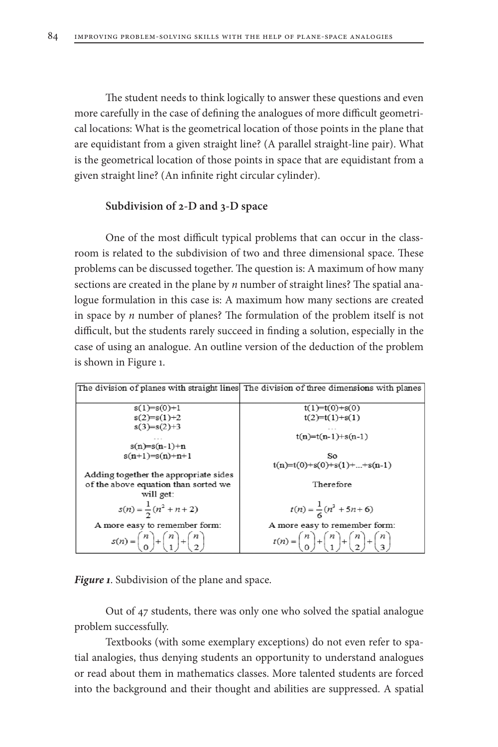The student needs to think logically to answer these questions and even more carefully in the case of defining the analogues of more difficult geometrical locations: What is the geometrical location of those points in the plane that are equidistant from a given straight line? (A parallel straight-line pair). What is the geometrical location of those points in space that are equidistant from a given straight line? (An infinite right circular cylinder).

### Subdivision of 2-D and 3-D space

One of the most difficult typical problems that can occur in the classroom is related to the subdivision of two and three dimensional space. These problems can be discussed together. The question is: A maximum of how many sections are created in the plane by *n* number of straight lines? The spatial analogue formulation in this case is: A maximum how many sections are created in space by *n* number of planes? The formulation of the problem itself is not difficult, but the students rarely succeed in finding a solution, especially in the case of using an analogue. An outline version of the deduction of the problem is shown in Figure 1.

| The division of planes with straight lines | The division of three dimensions with planes |
| --- | --- |
| $s(1)=s(0)+1$<br>$s(2)=s(1)+2$<br>$s(3)=s(2)+3$<br>...<br>$s(n)=s(n-1)+n$<br>$s(n+1)=s(n)+n+1$ | $t(1)=t(0)+s(0)$<br>$t(2)=t(1)+s(1)$<br>...<br>$t(n)=t(n-1)+s(n-1)$<br><br>So<br>$t(n)=t(0)+s(0)+s(1)+...+s(n-1)$ |
| Adding together the appropriate sides of the above equation than sorted we will get:<br>$s(n)=\frac{1}{2}(n^2+n+2)$ | Therefore<br>$t(n)=\frac{1}{6}(n^3+5n+6)$ |
| A more easy to remember form:<br>$s(n)=\binom{n}{0}+\binom{n}{1}+\binom{n}{2}$ | A more easy to remember form:<br>$t(n)=\binom{n}{0}+\binom{n}{1}+\binom{n}{2}+\binom{n}{3}$ |

***Figure 1***. Subdivision of the plane and space.

Out of 47 students, there was only one who solved the spatial analogue problem successfully.

Textbooks (with some exemplary exceptions) do not even refer to spatial analogies, thus denying students an opportunity to understand analogues or read about them in mathematics classes. More talented students are forced into the background and their thought and abilities are suppressed. A spatial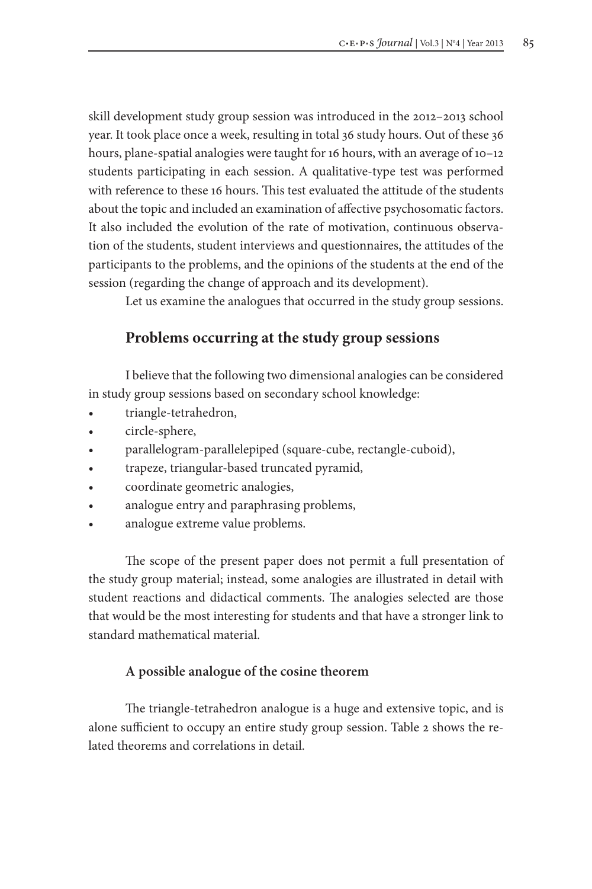skill development study group session was introduced in the 2012–2013 school year. It took place once a week, resulting in total 36 study hours. Out of these 36 hours, plane-spatial analogies were taught for 16 hours, with an average of 10–12 students participating in each session. A qualitative-type test was performed with reference to these 16 hours. This test evaluated the attitude of the students about the topic and included an examination of affective psychosomatic factors. It also included the evolution of the rate of motivation, continuous observation of the students, student interviews and questionnaires, the attitudes of the participants to the problems, and the opinions of the students at the end of the session (regarding the change of approach and its development).

Let us examine the analogues that occurred in the study group sessions.

## Problems occurring at the study group sessions

I believe that the following two dimensional analogies can be considered in study group sessions based on secondary school knowledge:

- triangle-tetrahedron,
- circle-sphere,
- parallelogram-parallelepiped (square-cube, rectangle-cuboid),
- trapeze, triangular-based truncated pyramid,
- coordinate geometric analogies,
- analogue entry and paraphrasing problems,
- analogue extreme value problems.

The scope of the present paper does not permit a full presentation of the study group material; instead, some analogies are illustrated in detail with student reactions and didactical comments. The analogies selected are those that would be the most interesting for students and that have a stronger link to standard mathematical material.

### A possible analogue of the cosine theorem

The triangle-tetrahedron analogue is a huge and extensive topic, and is alone sufficient to occupy an entire study group session. Table 2 shows the related theorems and correlations in detail.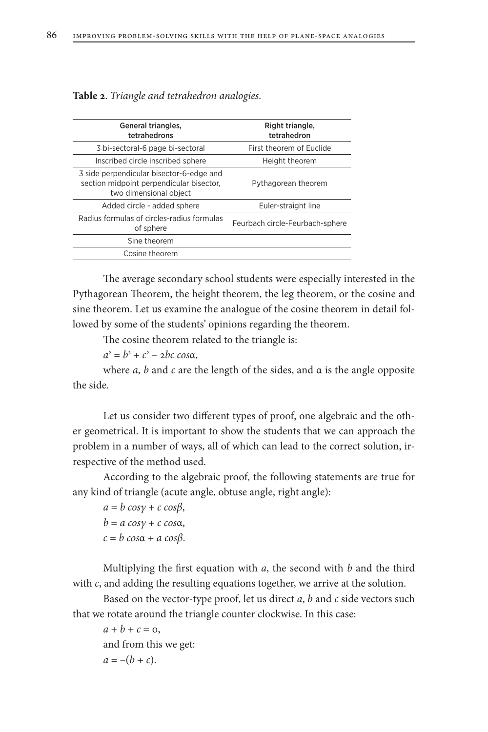**Table 2**. *Triangle and tetrahedron analogies.*

| General triangles, tetrahedrons | Right triangle, tetrahedron |
|---|---|
| 3 bi-sectoral-6 page bi-sectoral | First theorem of Euclide |
| Inscribed circle inscribed sphere | Height theorem |
| 3 side perpendicular bisector-6-edge and section midpoint perpendicular bisector, two dimensional object | Pythagorean theorem |
| Added circle - added sphere | Euler-straight line |
| Radius formulas of circles-radius formulas of sphere | Feurbach circle-Feurbach-sphere |
| Sine theorem | |
| Cosine theorem | |

The average secondary school students were especially interested in the Pythagorean Theorem, the height theorem, the leg theorem, or the cosine and sine theorem. Let us examine the analogue of the cosine theorem in detail followed by some of the students' opinions regarding the theorem.

The cosine theorem related to the triangle is:

$a^2 = b^2 + c^2 - 2bc \cos\alpha$,

where $a$, $b$ and $c$ are the length of the sides, and $\alpha$ is the angle opposite the side.

Let us consider two different types of proof, one algebraic and the other geometrical. It is important to show the students that we can approach the problem in a number of ways, all of which can lead to the correct solution, irrespective of the method used.

According to the algebraic proof, the following statements are true for any kind of triangle (acute angle, obtuse angle, right angle):

$a = b \cos\gamma + c \cos\beta$,

$b = a \cos\gamma + c \cos\alpha$,

$c = b \cos\alpha + a \cos\beta$.

Multiplying the first equation with $a$, the second with $b$ and the third with $c$, and adding the resulting equations together, we arrive at the solution.

Based on the vector-type proof, let us direct $a$, $b$ and $c$ side vectors such that we rotate around the triangle counter clockwise. In this case:

$a + b + c = 0$,

and from this we get:

$a = -(b + c)$.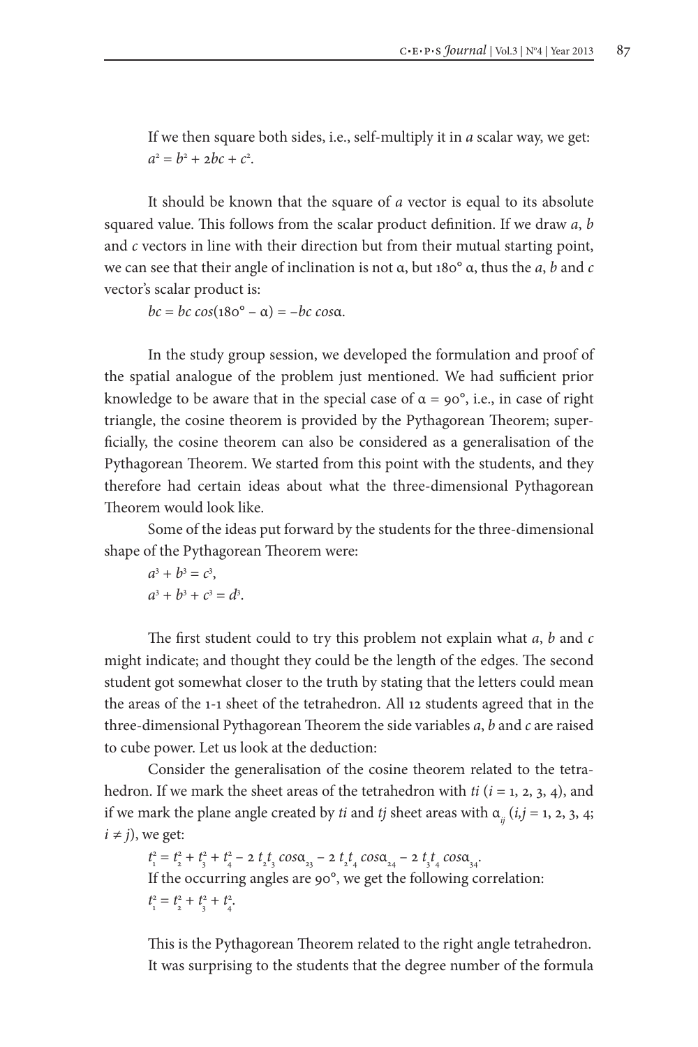If we then square both sides, i.e., self-multiply it in *a* scalar way, we get:

$a^2 = b^2 + 2bc + c^2$.

It should be known that the square of *a* vector is equal to its absolute squared value. This follows from the scalar product definition. If we draw *a*, *b* and *c* vectors in line with their direction but from their mutual starting point, we can see that their angle of inclination is not α, but 180° α, thus the *a*, *b* and *c* vector's scalar product is:

$bc = bc \cos(180° - \alpha) = -bc \cos\alpha$.

In the study group session, we developed the formulation and proof of the spatial analogue of the problem just mentioned. We had sufficient prior knowledge to be aware that in the special case of $\alpha = 90°$, i.e., in case of right triangle, the cosine theorem is provided by the Pythagorean Theorem; superficially, the cosine theorem can also be considered as a generalisation of the Pythagorean Theorem. We started from this point with the students, and they therefore had certain ideas about what the three-dimensional Pythagorean Theorem would look like.

Some of the ideas put forward by the students for the three-dimensional shape of the Pythagorean Theorem were:

$a^3 + b^3 = c^3$,

$a^3 + b^3 + c^3 = d^3$.

The first student could to try this problem not explain what *a*, *b* and *c* might indicate; and thought they could be the length of the edges. The second student got somewhat closer to the truth by stating that the letters could mean the areas of the 1-1 sheet of the tetrahedron. All 12 students agreed that in the three-dimensional Pythagorean Theorem the side variables *a*, *b* and *c* are raised to cube power. Let us look at the deduction:

Consider the generalisation of the cosine theorem related to the tetrahedron. If we mark the sheet areas of the tetrahedron with *ti* ($i = 1, 2, 3, 4$), and if we mark the plane angle created by *ti* and *tj* sheet areas with $\alpha_{ij}$ ($i,j = 1, 2, 3, 4$; $i \neq j$), we get:

$t_1^2 = t_2^2 + t_3^2 + t_4^2 - 2\, t_2 t_3 \cos\alpha_{23} - 2\, t_2 t_4 \cos\alpha_{24} - 2\, t_3 t_4 \cos\alpha_{34}$.

If the occurring angles are 90°, we get the following correlation:

$t_1^2 = t_2^2 + t_3^2 + t_4^2$.

This is the Pythagorean Theorem related to the right angle tetrahedron. It was surprising to the students that the degree number of the formula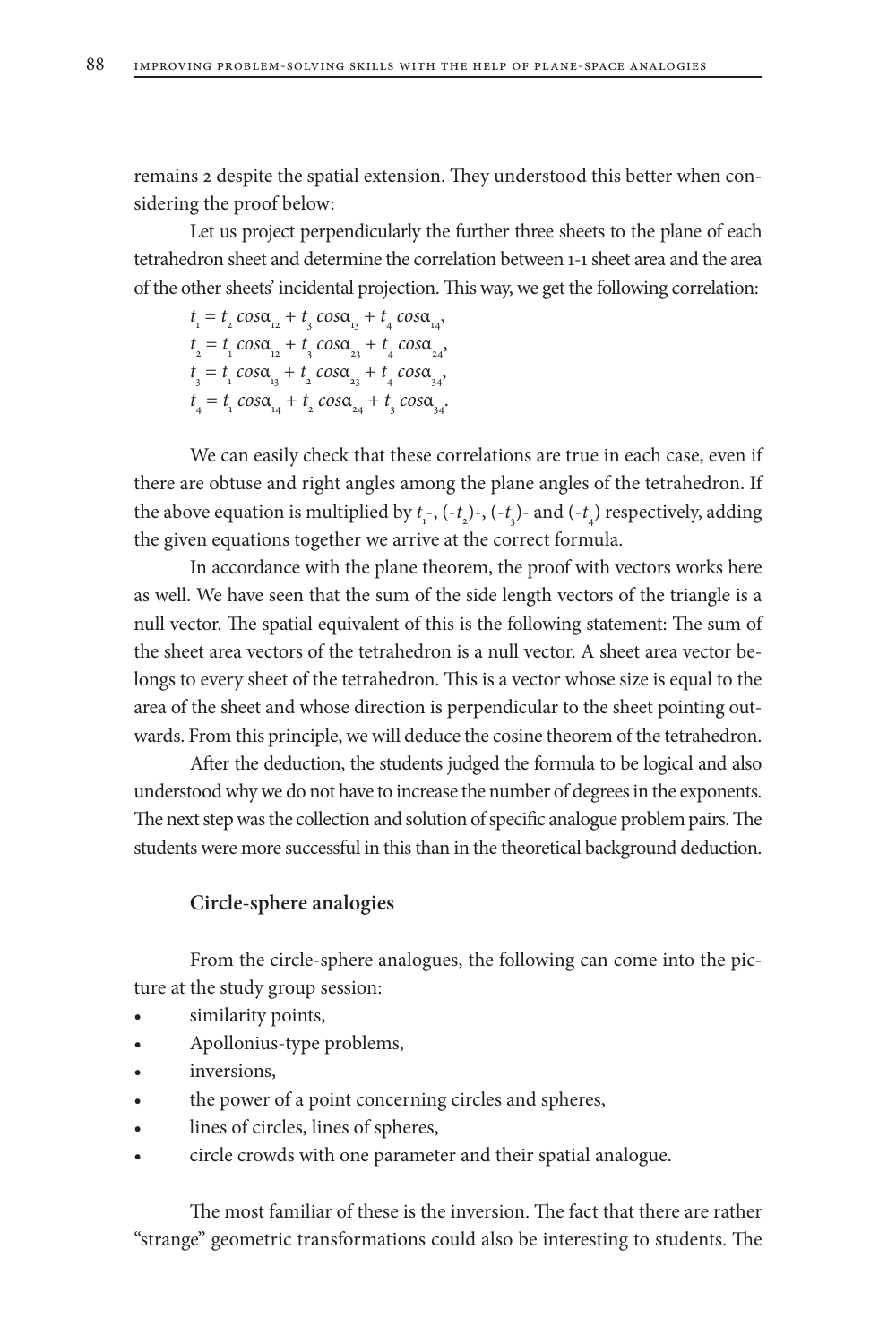remains 2 despite the spatial extension. They understood this better when considering the proof below:

Let us project perpendicularly the further three sheets to the plane of each tetrahedron sheet and determine the correlation between 1-1 sheet area and the area of the other sheets' incidental projection. This way, we get the following correlation:

$$t_1 = t_2 \cos\alpha_{12} + t_3 \cos\alpha_{13} + t_4 \cos\alpha_{14},$$
$$t_2 = t_1 \cos\alpha_{12} + t_3 \cos\alpha_{23} + t_4 \cos\alpha_{24},$$
$$t_3 = t_1 \cos\alpha_{13} + t_2 \cos\alpha_{23} + t_4 \cos\alpha_{34},$$
$$t_4 = t_1 \cos\alpha_{14} + t_2 \cos\alpha_{24} + t_3 \cos\alpha_{34}.$$

We can easily check that these correlations are true in each case, even if there are obtuse and right angles among the plane angles of the tetrahedron. If the above equation is multiplied by $t_1$-, $(-t_2)$-, $(-t_3)$- and $(-t_4)$ respectively, adding the given equations together we arrive at the correct formula.

In accordance with the plane theorem, the proof with vectors works here as well. We have seen that the sum of the side length vectors of the triangle is a null vector. The spatial equivalent of this is the following statement: The sum of the sheet area vectors of the tetrahedron is a null vector. A sheet area vector belongs to every sheet of the tetrahedron. This is a vector whose size is equal to the area of the sheet and whose direction is perpendicular to the sheet pointing outwards. From this principle, we will deduce the cosine theorem of the tetrahedron.

After the deduction, the students judged the formula to be logical and also understood why we do not have to increase the number of degrees in the exponents. The next step was the collection and solution of specific analogue problem pairs. The students were more successful in this than in the theoretical background deduction.

### Circle-sphere analogies

From the circle-sphere analogues, the following can come into the picture at the study group session:

- similarity points,
- Apollonius-type problems,
- inversions,
- the power of a point concerning circles and spheres,
- lines of circles, lines of spheres,
- circle crowds with one parameter and their spatial analogue.

The most familiar of these is the inversion. The fact that there are rather "strange" geometric transformations could also be interesting to students. The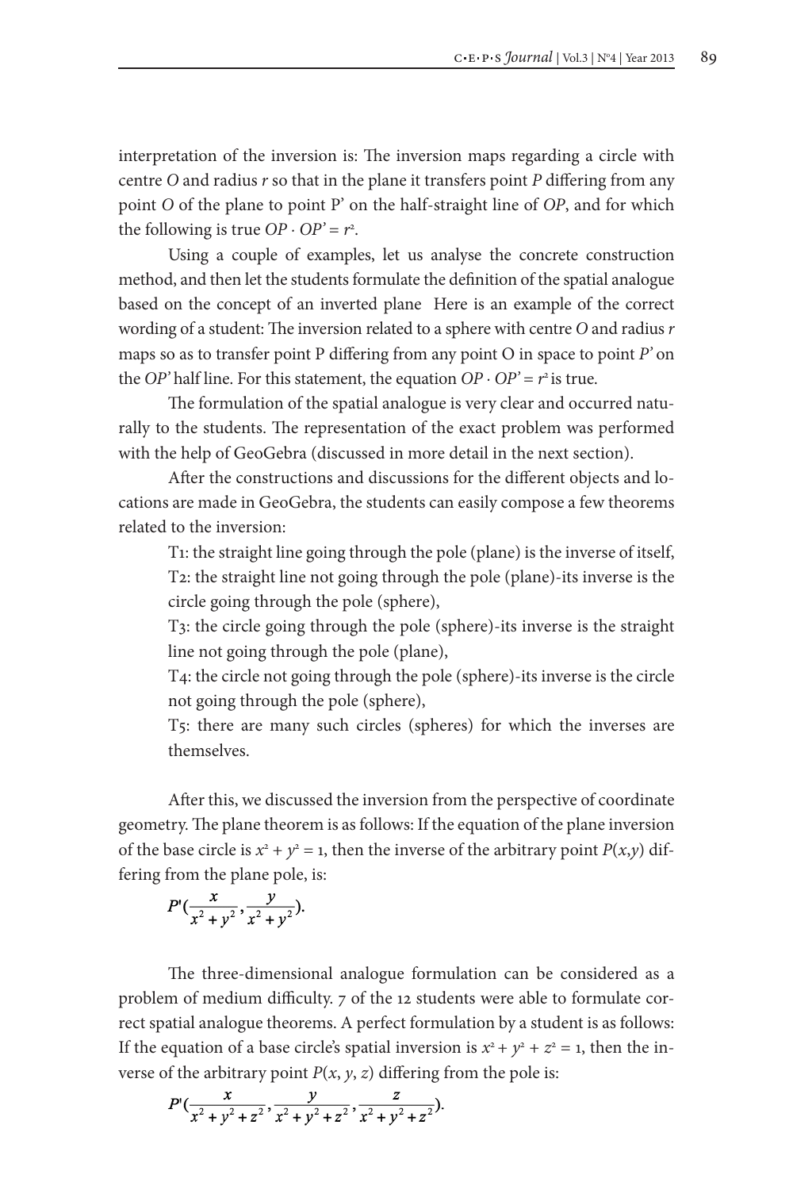interpretation of the inversion is: The inversion maps regarding a circle with centre *O* and radius *r* so that in the plane it transfers point *P* differing from any point *O* of the plane to point P' on the half-straight line of *OP*, and for which the following is true $OP \cdot OP' = r^2$.

Using a couple of examples, let us analyse the concrete construction method, and then let the students formulate the definition of the spatial analogue based on the concept of an inverted plane Here is an example of the correct wording of a student: The inversion related to a sphere with centre *O* and radius *r* maps so as to transfer point P differing from any point O in space to point *P'* on the *OP'* half line. For this statement, the equation $OP \cdot OP' = r^2$ is true.

The formulation of the spatial analogue is very clear and occurred naturally to the students. The representation of the exact problem was performed with the help of GeoGebra (discussed in more detail in the next section).

After the constructions and discussions for the different objects and locations are made in GeoGebra, the students can easily compose a few theorems related to the inversion:

T1: the straight line going through the pole (plane) is the inverse of itself,
T2: the straight line not going through the pole (plane)-its inverse is the circle going through the pole (sphere),
T3: the circle going through the pole (sphere)-its inverse is the straight line not going through the pole (plane),
T4: the circle not going through the pole (sphere)-its inverse is the circle not going through the pole (sphere),
T5: there are many such circles (spheres) for which the inverses are themselves.

After this, we discussed the inversion from the perspective of coordinate geometry. The plane theorem is as follows: If the equation of the plane inversion of the base circle is $x^2 + y^2 = 1$, then the inverse of the arbitrary point $P(x,y)$ differing from the plane pole, is:

$$P'\left(\frac{x}{x^2+y^2}, \frac{y}{x^2+y^2}\right).$$

The three-dimensional analogue formulation can be considered as a problem of medium difficulty. 7 of the 12 students were able to formulate correct spatial analogue theorems. A perfect formulation by a student is as follows: If the equation of a base circle's spatial inversion is $x^2 + y^2 + z^2 = 1$, then the inverse of the arbitrary point $P(x, y, z)$ differing from the pole is:

$$P'\left(\frac{x}{x^2+y^2+z^2}, \frac{y}{x^2+y^2+z^2}, \frac{z}{x^2+y^2+z^2}\right).$$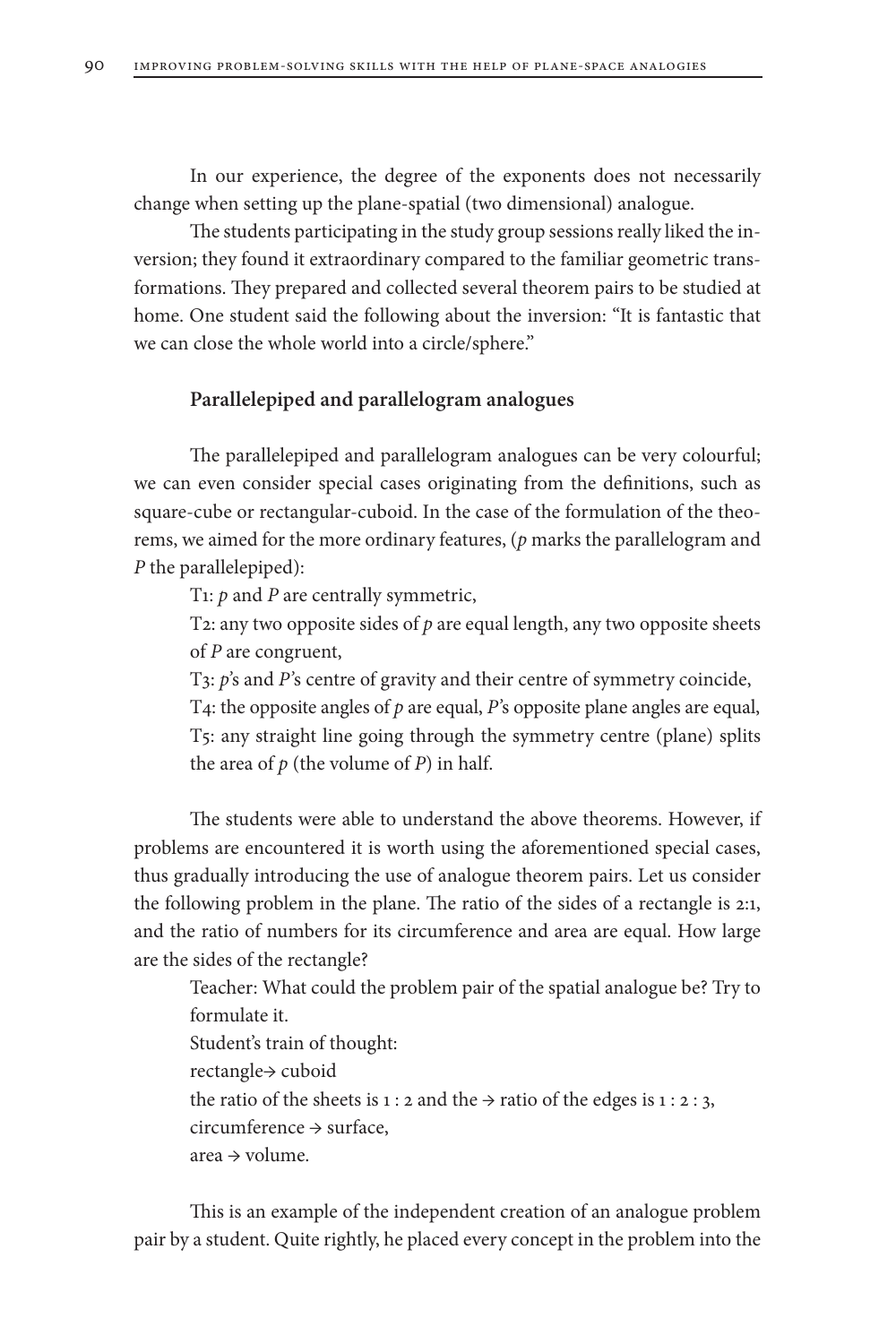In our experience, the degree of the exponents does not necessarily change when setting up the plane-spatial (two dimensional) analogue.

The students participating in the study group sessions really liked the inversion; they found it extraordinary compared to the familiar geometric transformations. They prepared and collected several theorem pairs to be studied at home. One student said the following about the inversion: "It is fantastic that we can close the whole world into a circle/sphere."

**Parallelepiped and parallelogram analogues**

The parallelepiped and parallelogram analogues can be very colourful; we can even consider special cases originating from the definitions, such as square-cube or rectangular-cuboid. In the case of the formulation of the theorems, we aimed for the more ordinary features, (*p* marks the parallelogram and *P* the parallelepiped):

T1: *p* and *P* are centrally symmetric,

T2: any two opposite sides of *p* are equal length, any two opposite sheets of *P* are congruent,

T3: *p*'s and *P*'s centre of gravity and their centre of symmetry coincide,

T4: the opposite angles of *p* are equal, *P*'s opposite plane angles are equal,

T5: any straight line going through the symmetry centre (plane) splits the area of *p* (the volume of *P*) in half.

The students were able to understand the above theorems. However, if problems are encountered it is worth using the aforementioned special cases, thus gradually introducing the use of analogue theorem pairs. Let us consider the following problem in the plane. The ratio of the sides of a rectangle is 2:1, and the ratio of numbers for its circumference and area are equal. How large are the sides of the rectangle?

Teacher: What could the problem pair of the spatial analogue be? Try to formulate it.

Student's train of thought:

rectangle→ cuboid

the ratio of the sheets is 1 : 2 and the → ratio of the edges is 1 : 2 : 3,

circumference → surface,

area → volume.

This is an example of the independent creation of an analogue problem pair by a student. Quite rightly, he placed every concept in the problem into the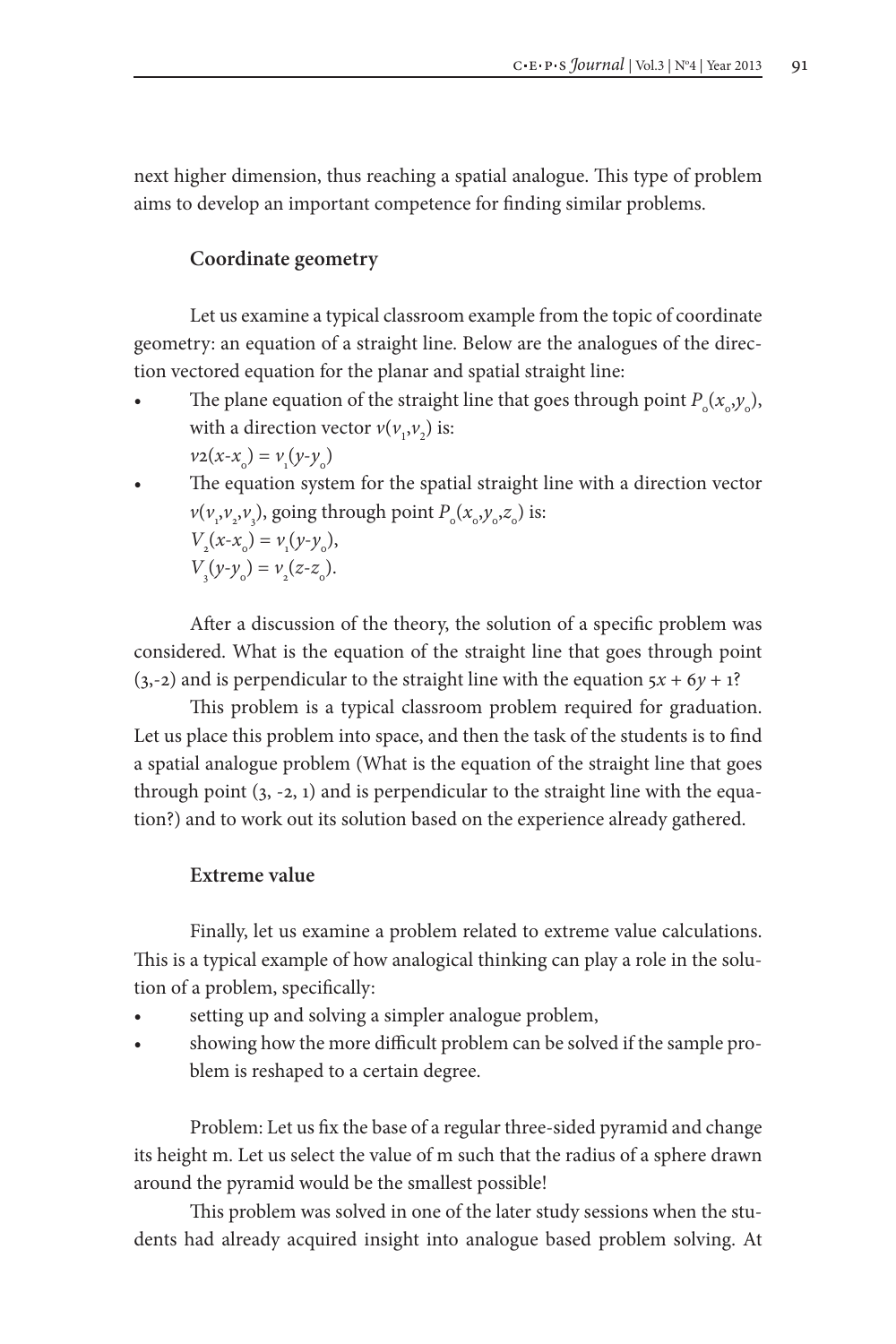next higher dimension, thus reaching a spatial analogue. This type of problem aims to develop an important competence for finding similar problems.

### Coordinate geometry

Let us examine a typical classroom example from the topic of coordinate geometry: an equation of a straight line. Below are the analogues of the direction vectored equation for the planar and spatial straight line:

- The plane equation of the straight line that goes through point $P_o(x_o,y_o)$, with a direction vector $v(v_1,v_2)$ is:
  $v2(x-x_o) = v_1(y-y_o)$
- The equation system for the spatial straight line with a direction vector $v(v_1,v_2,v_3)$, going through point $P_o(x_o,y_o,z_o)$ is:
  $V_2(x-x_o) = v_1(y-y_o)$,
  $V_3(y-y_o) = v_2(z-z_o)$.

After a discussion of the theory, the solution of a specific problem was considered. What is the equation of the straight line that goes through point (3,-2) and is perpendicular to the straight line with the equation $5x + 6y + 1$?

This problem is a typical classroom problem required for graduation. Let us place this problem into space, and then the task of the students is to find a spatial analogue problem (What is the equation of the straight line that goes through point (3, -2, 1) and is perpendicular to the straight line with the equation?) and to work out its solution based on the experience already gathered.

### Extreme value

Finally, let us examine a problem related to extreme value calculations. This is a typical example of how analogical thinking can play a role in the solution of a problem, specifically:

- setting up and solving a simpler analogue problem,
- showing how the more difficult problem can be solved if the sample problem is reshaped to a certain degree.

Problem: Let us fix the base of a regular three-sided pyramid and change its height m. Let us select the value of m such that the radius of a sphere drawn around the pyramid would be the smallest possible!

This problem was solved in one of the later study sessions when the students had already acquired insight into analogue based problem solving. At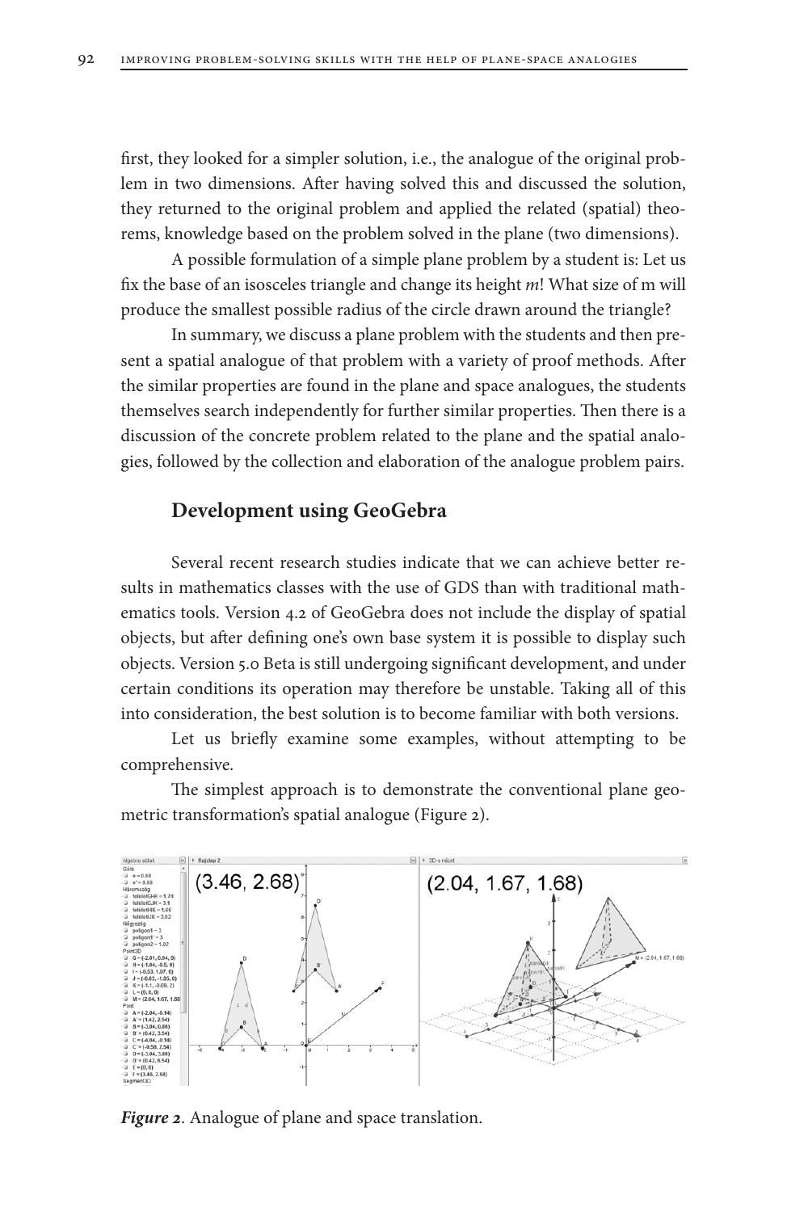first, they looked for a simpler solution, i.e., the analogue of the original problem in two dimensions. After having solved this and discussed the solution, they returned to the original problem and applied the related (spatial) theorems, knowledge based on the problem solved in the plane (two dimensions).

A possible formulation of a simple plane problem by a student is: Let us fix the base of an isosceles triangle and change its height *m*! What size of m will produce the smallest possible radius of the circle drawn around the triangle?

In summary, we discuss a plane problem with the students and then present a spatial analogue of that problem with a variety of proof methods. After the similar properties are found in the plane and space analogues, the students themselves search independently for further similar properties. Then there is a discussion of the concrete problem related to the plane and the spatial analogies, followed by the collection and elaboration of the analogue problem pairs.

## Development using GeoGebra

Several recent research studies indicate that we can achieve better results in mathematics classes with the use of GDS than with traditional mathematics tools. Version 4.2 of GeoGebra does not include the display of spatial objects, but after defining one's own base system it is possible to display such objects. Version 5.0 Beta is still undergoing significant development, and under certain conditions its operation may therefore be unstable. Taking all of this into consideration, the best solution is to become familiar with both versions.

Let us briefly examine some examples, without attempting to be comprehensive.

The simplest approach is to demonstrate the conventional plane geometric transformation's spatial analogue (Figure 2).

***Figure 2***. Analogue of plane and space translation.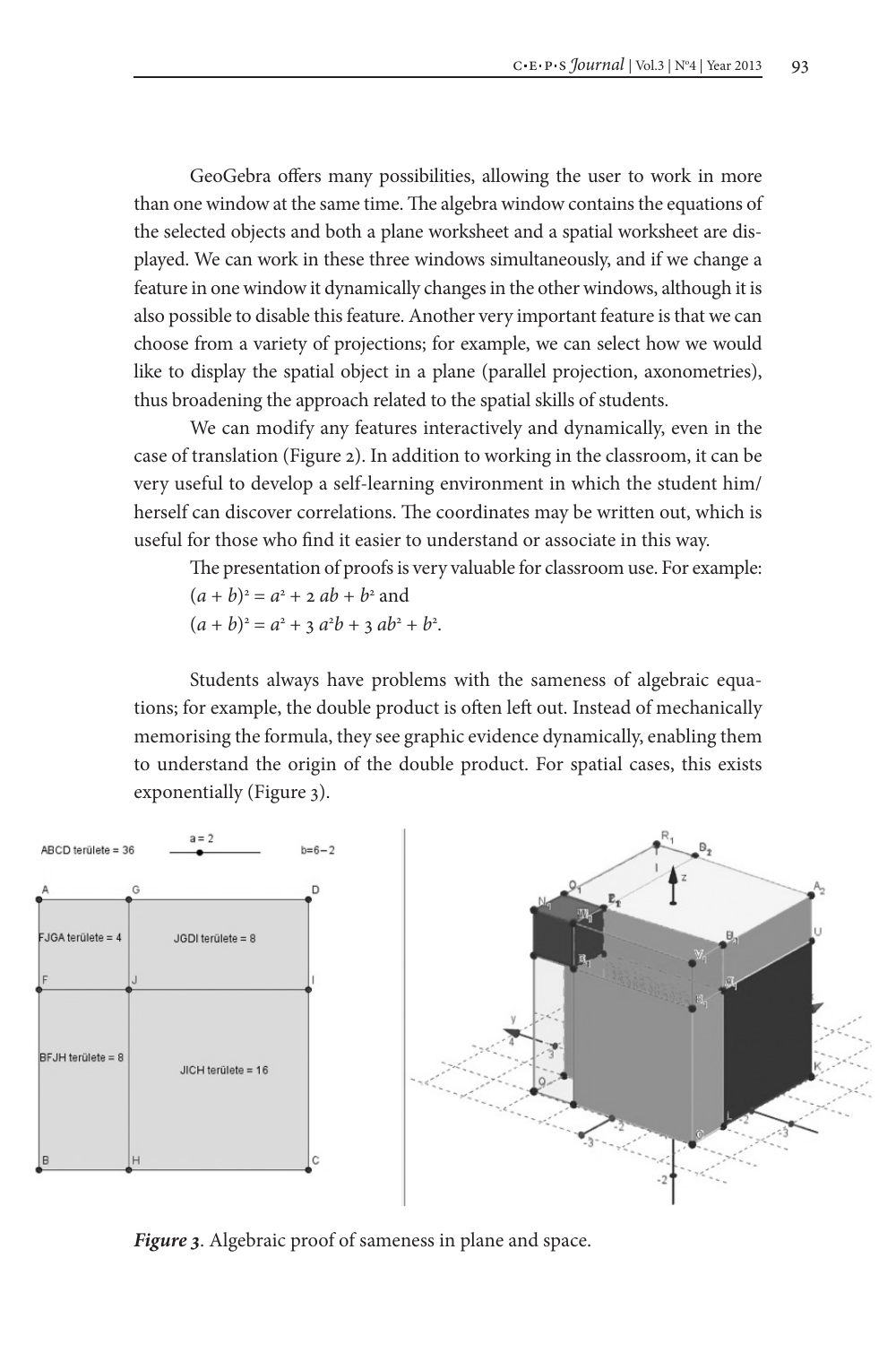GeoGebra offers many possibilities, allowing the user to work in more than one window at the same time. The algebra window contains the equations of the selected objects and both a plane worksheet and a spatial worksheet are displayed. We can work in these three windows simultaneously, and if we change a feature in one window it dynamically changes in the other windows, although it is also possible to disable this feature. Another very important feature is that we can choose from a variety of projections; for example, we can select how we would like to display the spatial object in a plane (parallel projection, axonometries), thus broadening the approach related to the spatial skills of students.

We can modify any features interactively and dynamically, even in the case of translation (Figure 2). In addition to working in the classroom, it can be very useful to develop a self-learning environment in which the student him/herself can discover correlations. The coordinates may be written out, which is useful for those who find it easier to understand or associate in this way.

The presentation of proofs is very valuable for classroom use. For example:

$(a + b)^2 = a^2 + 2\,ab + b^2$ and

$(a + b)^2 = a^2 + 3\,a^2b + 3\,ab^2 + b^2$.

Students always have problems with the sameness of algebraic equations; for example, the double product is often left out. Instead of mechanically memorising the formula, they see graphic evidence dynamically, enabling them to understand the origin of the double product. For spatial cases, this exists exponentially (Figure 3).

***Figure 3***. Algebraic proof of sameness in plane and space.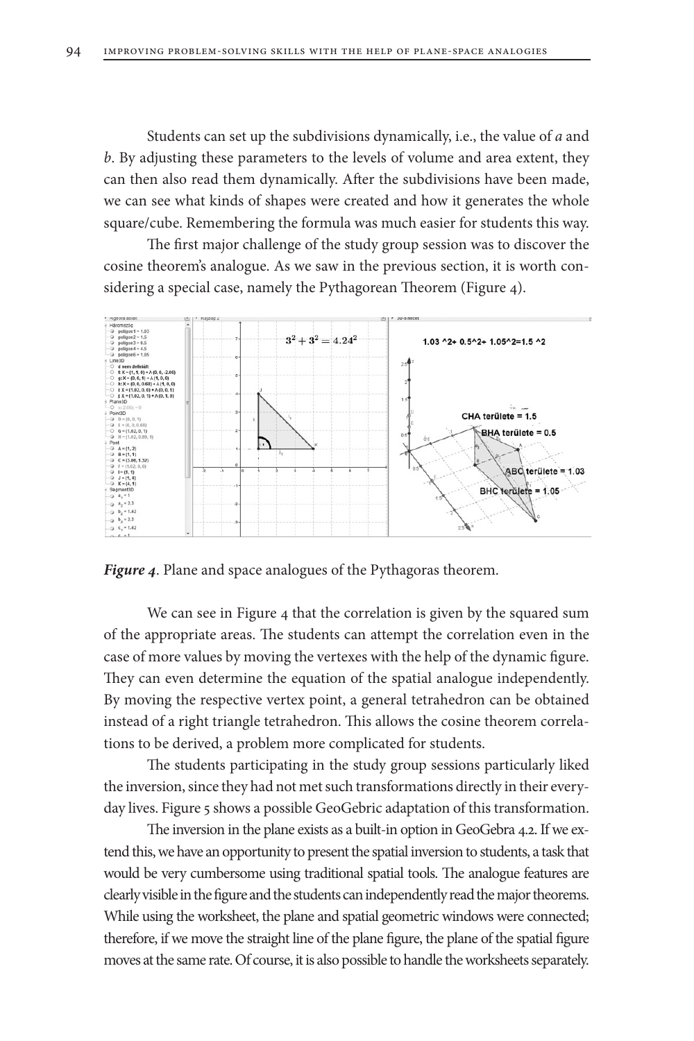Students can set up the subdivisions dynamically, i.e., the value of *a* and *b*. By adjusting these parameters to the levels of volume and area extent, they can then also read them dynamically. After the subdivisions have been made, we can see what kinds of shapes were created and how it generates the whole square/cube. Remembering the formula was much easier for students this way.

The first major challenge of the study group session was to discover the cosine theorem's analogue. As we saw in the previous section, it is worth considering a special case, namely the Pythagorean Theorem (Figure 4).

***Figure 4***. Plane and space analogues of the Pythagoras theorem.

We can see in Figure 4 that the correlation is given by the squared sum of the appropriate areas. The students can attempt the correlation even in the case of more values by moving the vertexes with the help of the dynamic figure. They can even determine the equation of the spatial analogue independently. By moving the respective vertex point, a general tetrahedron can be obtained instead of a right triangle tetrahedron. This allows the cosine theorem correlations to be derived, a problem more complicated for students.

The students participating in the study group sessions particularly liked the inversion, since they had not met such transformations directly in their everyday lives. Figure 5 shows a possible GeoGebric adaptation of this transformation.

The inversion in the plane exists as a built-in option in GeoGebra 4.2. If we extend this, we have an opportunity to present the spatial inversion to students, a task that would be very cumbersome using traditional spatial tools. The analogue features are clearly visible in the figure and the students can independently read the major theorems. While using the worksheet, the plane and spatial geometric windows were connected; therefore, if we move the straight line of the plane figure, the plane of the spatial figure moves at the same rate. Of course, it is also possible to handle the worksheets separately.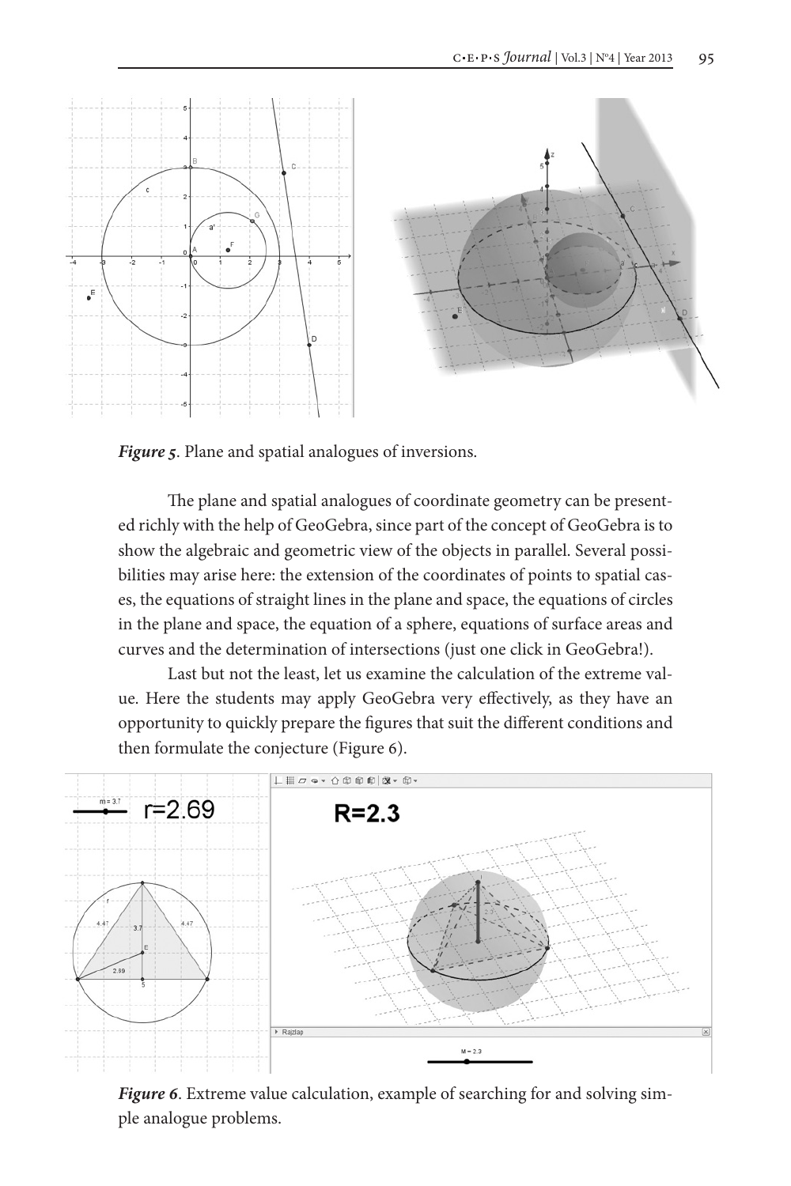*Figure 5*. Plane and spatial analogues of inversions.

The plane and spatial analogues of coordinate geometry can be presented richly with the help of GeoGebra, since part of the concept of GeoGebra is to show the algebraic and geometric view of the objects in parallel. Several possibilities may arise here: the extension of the coordinates of points to spatial cases, the equations of straight lines in the plane and space, the equations of circles in the plane and space, the equation of a sphere, equations of surface areas and curves and the determination of intersections (just one click in GeoGebra!).

Last but not the least, let us examine the calculation of the extreme value. Here the students may apply GeoGebra very effectively, as they have an opportunity to quickly prepare the figures that suit the different conditions and then formulate the conjecture (Figure 6).

*Figure 6*. Extreme value calculation, example of searching for and solving simple analogue problems.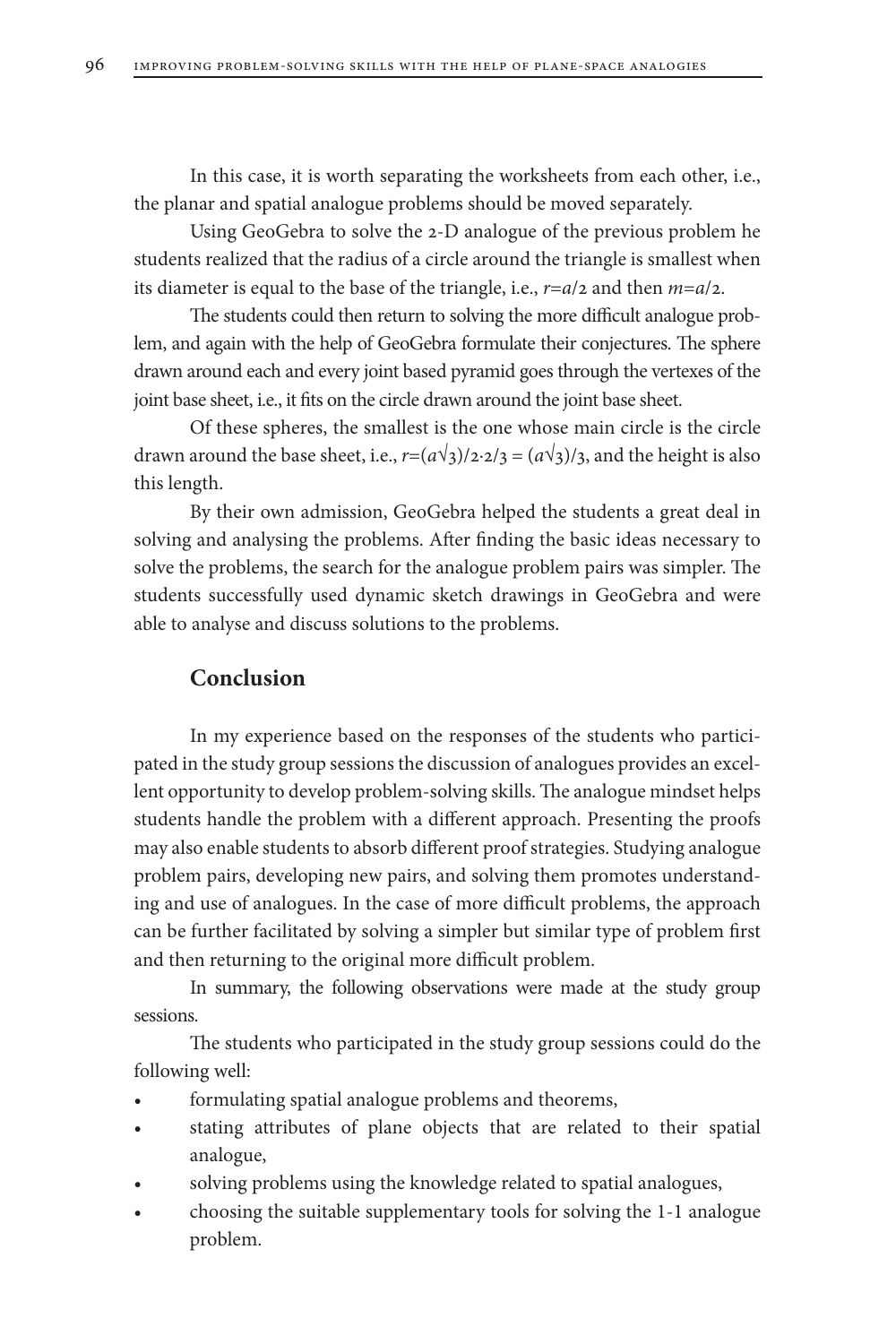In this case, it is worth separating the worksheets from each other, i.e., the planar and spatial analogue problems should be moved separately.

Using GeoGebra to solve the 2-D analogue of the previous problem he students realized that the radius of a circle around the triangle is smallest when its diameter is equal to the base of the triangle, i.e., $r=a/2$ and then $m=a/2$.

The students could then return to solving the more difficult analogue problem, and again with the help of GeoGebra formulate their conjectures. The sphere drawn around each and every joint based pyramid goes through the vertexes of the joint base sheet, i.e., it fits on the circle drawn around the joint base sheet.

Of these spheres, the smallest is the one whose main circle is the circle drawn around the base sheet, i.e., $r=(a\sqrt{3})/2 \cdot 2/3 = (a\sqrt{3})/3$, and the height is also this length.

By their own admission, GeoGebra helped the students a great deal in solving and analysing the problems. After finding the basic ideas necessary to solve the problems, the search for the analogue problem pairs was simpler. The students successfully used dynamic sketch drawings in GeoGebra and were able to analyse and discuss solutions to the problems.

## Conclusion

In my experience based on the responses of the students who participated in the study group sessions the discussion of analogues provides an excellent opportunity to develop problem-solving skills. The analogue mindset helps students handle the problem with a different approach. Presenting the proofs may also enable students to absorb different proof strategies. Studying analogue problem pairs, developing new pairs, and solving them promotes understanding and use of analogues. In the case of more difficult problems, the approach can be further facilitated by solving a simpler but similar type of problem first and then returning to the original more difficult problem.

In summary, the following observations were made at the study group sessions.

The students who participated in the study group sessions could do the following well:

- formulating spatial analogue problems and theorems,
- stating attributes of plane objects that are related to their spatial analogue,
- solving problems using the knowledge related to spatial analogues,
- choosing the suitable supplementary tools for solving the 1-1 analogue problem.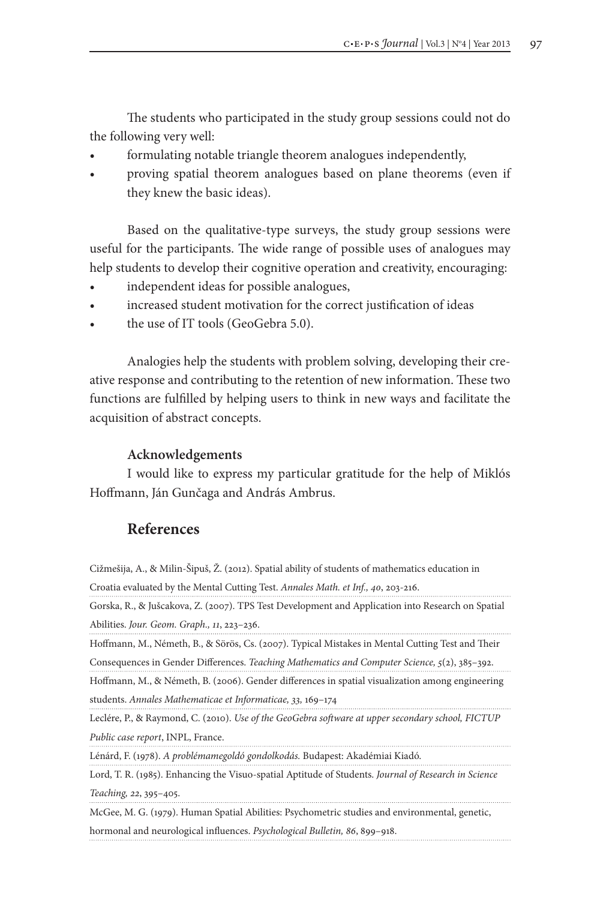The students who participated in the study group sessions could not do the following very well:

- formulating notable triangle theorem analogues independently,
- proving spatial theorem analogues based on plane theorems (even if they knew the basic ideas).

Based on the qualitative-type surveys, the study group sessions were useful for the participants. The wide range of possible uses of analogues may help students to develop their cognitive operation and creativity, encouraging:

- independent ideas for possible analogues,
- increased student motivation for the correct justification of ideas
- the use of IT tools (GeoGebra 5.0).

Analogies help the students with problem solving, developing their creative response and contributing to the retention of new information. These two functions are fulfilled by helping users to think in new ways and facilitate the acquisition of abstract concepts.

**Acknowledgements**

I would like to express my particular gratitude for the help of Miklós Hoffmann, Ján Gunčaga and András Ambrus.

## References

Cižmešija, A., & Milin-Šipuš, Ž. (2012). Spatial ability of students of mathematics education in Croatia evaluated by the Mental Cutting Test. *Annales Math. et Inf., 40*, 203-216.

Gorska, R., & Jušcakova, Z. (2007). TPS Test Development and Application into Research on Spatial Abilities. *Jour. Geom. Graph., 11*, 223–236.

Hoffmann, M., Németh, B., & Sörös, Cs. (2007). Typical Mistakes in Mental Cutting Test and Their Consequences in Gender Differences. *Teaching Mathematics and Computer Science, 5*(2), 385–392.

Hoffmann, M., & Németh, B. (2006). Gender differences in spatial visualization among engineering students. *Annales Mathematicae et Informaticae, 33*, 169–174

Leclére, P., & Raymond, C. (2010). *Use of the GeoGebra software at upper secondary school, FICTUP Public case report*, INPL, France.

Lénárd, F. (1978). *A problémamegoldó gondolkodás.* Budapest: Akadémiai Kiadó.

Lord, T. R. (1985). Enhancing the Visuo-spatial Aptitude of Students. *Journal of Research in Science Teaching, 22*, 395–405.

McGee, M. G. (1979). Human Spatial Abilities: Psychometric studies and environmental, genetic, hormonal and neurological influences. *Psychological Bulletin, 86*, 899–918.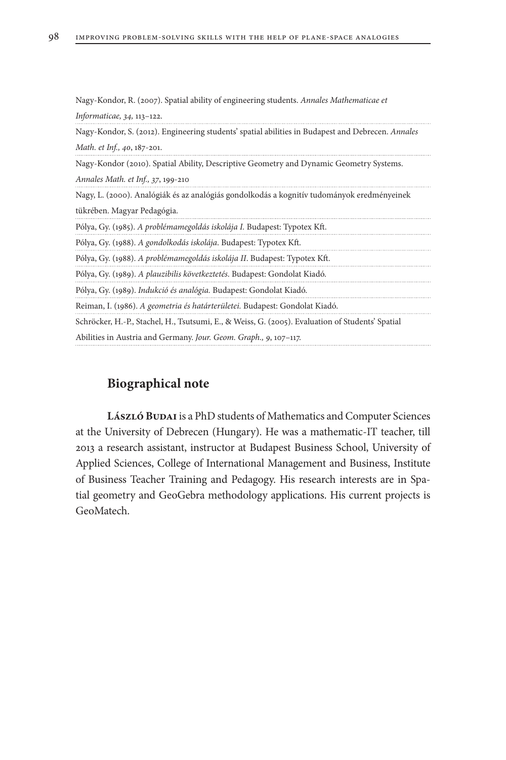Nagy-Kondor, R. (2007). Spatial ability of engineering students. *Annales Mathematicae et Informaticae, 34,* 113–122.

Nagy-Kondor, S. (2012). Engineering students' spatial abilities in Budapest and Debrecen. *Annales Math. et Inf., 40*, 187-201.

Nagy-Kondor (2010). Spatial Ability, Descriptive Geometry and Dynamic Geometry Systems. *Annales Math. et Inf., 37*, 199-210

Nagy, L. (2000). Analógiák és az analógiás gondolkodás a kognitív tudományok eredményeinek tükrében. Magyar Pedagógia.

Pólya, Gy. (1985). *A problémamegoldás iskolája I.* Budapest: Typotex Kft.

Pólya, Gy. (1988). *A gondolkodás iskolája*. Budapest: Typotex Kft.

Pólya, Gy. (1988). *A problémamegoldás iskolája II*. Budapest: Typotex Kft.

Pólya, Gy. (1989). *A plauzibilis következtetés.* Budapest: Gondolat Kiadó.

Pólya, Gy. (1989). *Indukció és analógia.* Budapest: Gondolat Kiadó.

Reiman, I. (1986). *A geometria és határterületei.* Budapest: Gondolat Kiadó.

Schröcker, H.-P., Stachel, H., Tsutsumi, E., & Weiss, G. (2005). Evaluation of Students' Spatial Abilities in Austria and Germany. *Jour. Geom. Graph., 9*, 107–117.

## Biographical note

**László Budai** is a PhD students of Mathematics and Computer Sciences at the University of Debrecen (Hungary). He was a mathematic-IT teacher, till 2013 a research assistant, instructor at Budapest Business School, University of Applied Sciences, College of International Management and Business, Institute of Business Teacher Training and Pedagogy. His research interests are in Spatial geometry and GeoGebra methodology applications. His current projects is GeoMatech.